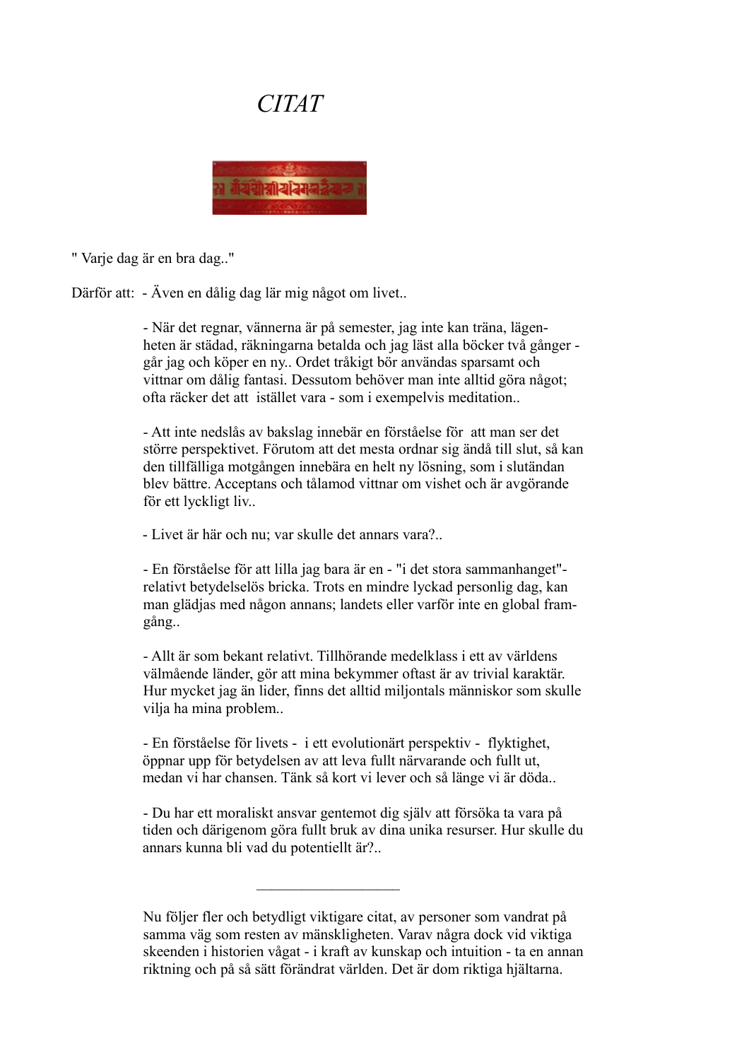*CITAT*

" Varje dag är en bra dag.."

Därför att: - Även en dålig dag lär mig något om livet..

- När det regnar, vännerna är på semester, jag inte kan träna, lägenheten är städad, räkningarna betalda och jag läst alla böcker två gånger - går jag och köper en ny.. Ordet tråkigt bör användas sparsamt och vittnar om dålig fantasi. Dessutom behöver man inte alltid göra något; ofta räcker det att istället vara - som i exempelvis meditation..

- Att inte nedslås av bakslag innebär en förståelse för att man ser det större perspektivet. Förutom att det mesta ordnar sig ändå till slut, så kan den tillfälliga motgången innebära en helt ny lösning, som i slutändan blev bättre. Acceptans och tålamod vittnar om vishet och är avgörande för ett lyckligt liv..

- Livet är här och nu; var skulle det annars vara?..

- En förståelse för att lilla jag bara är en - "i det stora sammanhanget"- relativt betydelselös bricka. Trots en mindre lyckad personlig dag, kan man glädjas med någon annans; landets eller varför inte en global framgång..

- Allt är som bekant relativt. Tillhörande medelklass i ett av världens välmående länder, gör att mina bekymmer oftast är av trivial karaktär. Hur mycket jag än lider, finns det alltid miljontals människor som skulle vilja ha mina problem..

- En förståelse för livets - i ett evolutionärt perspektiv - flyktighet, öppnar upp för betydelsen av att leva fullt närvarande och fullt ut, medan vi har chansen. Tänk så kort vi lever och så länge vi är döda..

- Du har ett moraliskt ansvar gentemot dig själv att försöka ta vara på tiden och därigenom göra fullt bruk av dina unika resurser. Hur skulle du annars kunna bli vad du potentiellt är?..

---

Nu följer fler och betydligt viktigare citat, av personer som vandrat på samma väg som resten av mänskligheten. Varav några dock vid viktiga skeenden i historien vågat - i kraft av kunskap och intuition - ta en annan riktning och på så sätt förändrat världen. Det är dom riktiga hjältarna.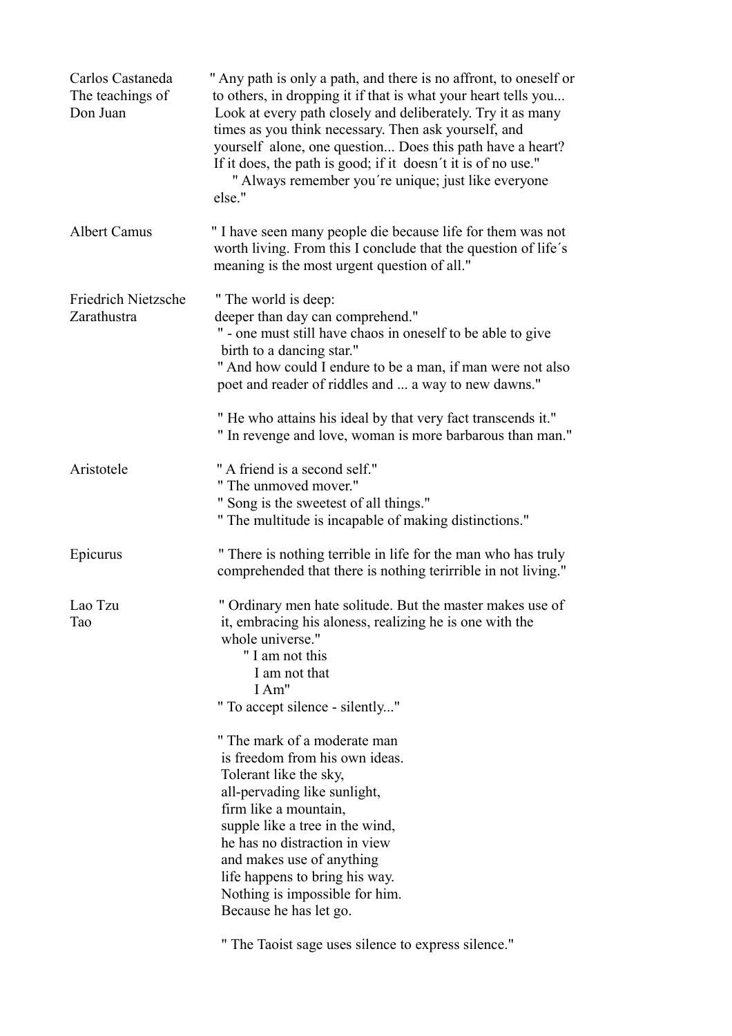**Carlos Castaneda**
**The teachings of Don Juan**

" Any path is only a path, and there is no affront, to oneself or to others, in dropping it if that is what your heart tells you... Look at every path closely and deliberately. Try it as many times as you think necessary. Then ask yourself, and yourself alone, one question... Does this path have a heart? If it does, the path is good; if it doesn´t it is of no use."

" Always remember you´re unique; just like everyone else."

**Albert Camus**

" I have seen many people die because life for them was not worth living. From this I conclude that the question of life´s meaning is the most urgent question of all."

**Friedrich Nietzsche**
**Zarathustra**

" The world is deep:
deeper than day can comprehend."

" - one must still have chaos in oneself to be able to give birth to a dancing star."

" And how could I endure to be a man, if man were not also poet and reader of riddles and ... a way to new dawns."

" He who attains his ideal by that very fact transcends it."

" In revenge and love, woman is more barbarous than man."

**Aristotele**

" A friend is a second self."

" The unmoved mover."

" Song is the sweetest of all things."

" The multitude is incapable of making distinctions."

**Epicurus**

" There is nothing terrible in life for the man who has truly comprehended that there is nothing terirrible in not living."

**Lao Tzu**
**Tao**

" Ordinary men hate solitude. But the master makes use of it, embracing his aloness, realizing he is one with the whole universe."

" I am not this
I am not that
I Am"

" To accept silence - silently..."

" The mark of a moderate man
is freedom from his own ideas.
Tolerant like the sky,
all-pervading like sunlight,
firm like a mountain,
supple like a tree in the wind,
he has no distraction in view
and makes use of anything
life happens to bring his way.
Nothing is impossible for him.
Because he has let go.

" The Taoist sage uses silence to express silence."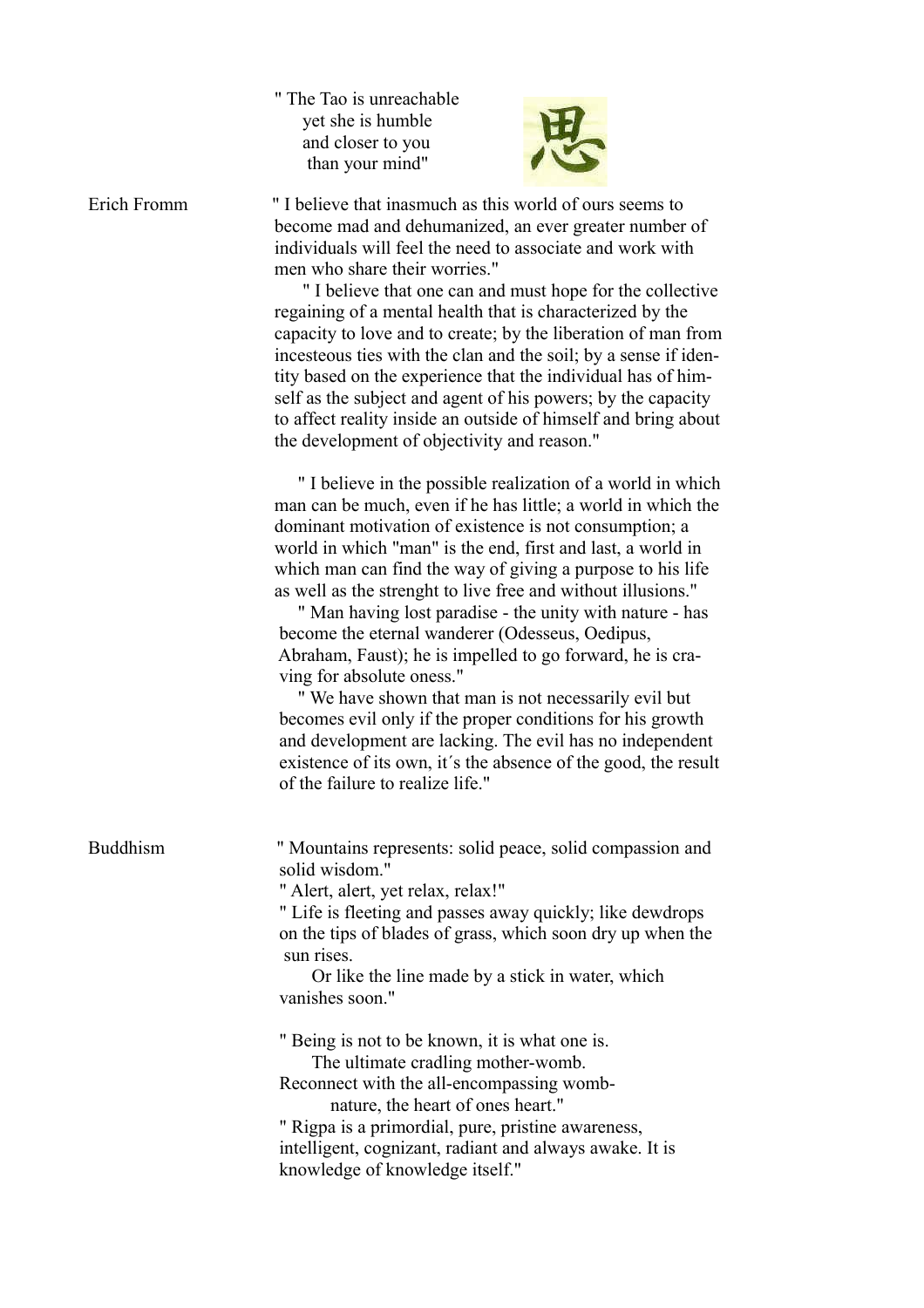" The Tao is unreachable
yet she is humble
and closer to you
than your mind"

思

**Erich Fromm**

" I believe that inasmuch as this world of ours seems to become mad and dehumanized, an ever greater number of individuals will feel the need to associate and work with men who share their worries."

" I believe that one can and must hope for the collective regaining of a mental health that is characterized by the capacity to love and to create; by the liberation of man from incesteous ties with the clan and the soil; by a sense if identity based on the experience that the individual has of himself as the subject and agent of his powers; by the capacity to affect reality inside an outside of himself and bring about the development of objectivity and reason."

" I believe in the possible realization of a world in which man can be much, even if he has little; a world in which the dominant motivation of existence is not consumption; a world in which "man" is the end, first and last, a world in which man can find the way of giving a purpose to his life as well as the strenght to live free and without illusions."

" Man having lost paradise - the unity with nature - has become the eternal wanderer (Odesseus, Oedipus, Abraham, Faust); he is impelled to go forward, he is craving for absolute oness."

" We have shown that man is not necessarily evil but becomes evil only if the proper conditions for his growth and development are lacking. The evil has no independent existence of its own, it´s the absence of the good, the result of the failure to realize life."

**Buddhism**

" Mountains represents: solid peace, solid compassion and solid wisdom."

" Alert, alert, yet relax, relax!"

" Life is fleeting and passes away quickly; like dewdrops on the tips of blades of grass, which soon dry up when the sun rises.
Or like the line made by a stick in water, which vanishes soon."

" Being is not to be known, it is what one is.
The ultimate cradling mother-womb.
Reconnect with the all-encompassing womb-
nature, the heart of ones heart."

" Rigpa is a primordial, pure, pristine awareness, intelligent, cognizant, radiant and always awake. It is knowledge of knowledge itself."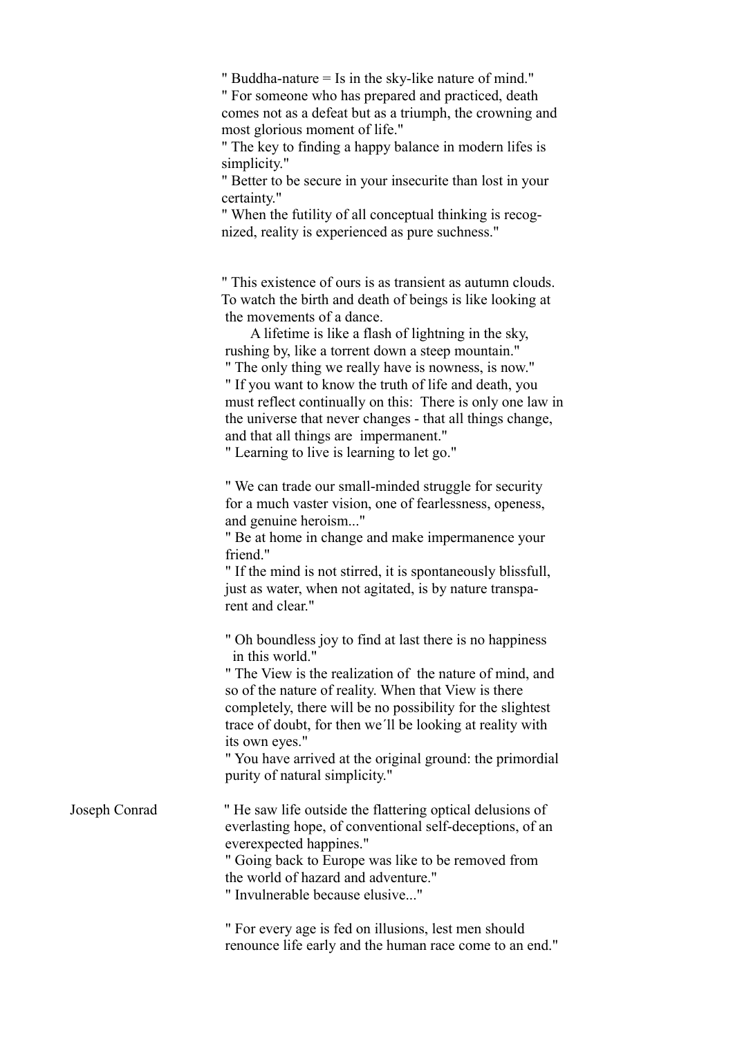" Buddha-nature = Is in the sky-like nature of mind."
" For someone who has prepared and practiced, death comes not as a defeat but as a triumph, the crowning and most glorious moment of life."
" The key to finding a happy balance in modern lifes is simplicity."
" Better to be secure in your insecurite than lost in your certainty."
" When the futility of all conceptual thinking is recognized, reality is experienced as pure suchness."

" This existence of ours is as transient as autumn clouds. To watch the birth and death of beings is like looking at the movements of a dance.
A lifetime is like a flash of lightning in the sky, rushing by, like a torrent down a steep mountain."
" The only thing we really have is nowness, is now."
" If you want to know the truth of life and death, you must reflect continually on this: There is only one law in the universe that never changes - that all things change, and that all things are impermanent."
" Learning to live is learning to let go."

" We can trade our small-minded struggle for security for a much vaster vision, one of fearlessness, openess, and genuine heroism..."
" Be at home in change and make impermanence your friend."
" If the mind is not stirred, it is spontaneously blissfull, just as water, when not agitated, is by nature transparent and clear."

" Oh boundless joy to find at last there is no happiness in this world."
" The View is the realization of the nature of mind, and so of the nature of reality. When that View is there completely, there will be no possibility for the slightest trace of doubt, for then we´ll be looking at reality with its own eyes."
" You have arrived at the original ground: the primordial purity of natural simplicity."

Joseph Conrad

" He saw life outside the flattering optical delusions of everlasting hope, of conventional self-deceptions, of an everexpected happines."
" Going back to Europe was like to be removed from the world of hazard and adventure."
" Invulnerable because elusive..."

" For every age is fed on illusions, lest men should renounce life early and the human race come to an end."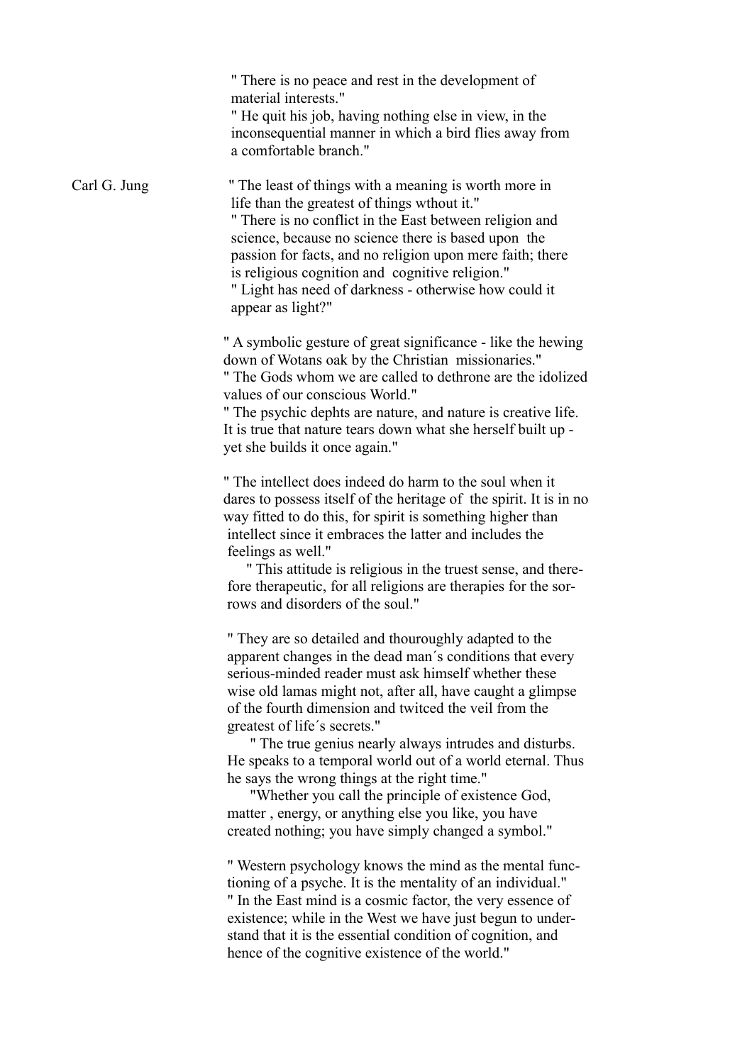" There is no peace and rest in the development of material interests."
" He quit his job, having nothing else in view, in the inconsequential manner in which a bird flies away from a comfortable branch."

Carl G. Jung

" The least of things with a meaning is worth more in life than the greatest of things wthout it."
" There is no conflict in the East between religion and science, because no science there is based upon the passion for facts, and no religion upon mere faith; there is religious cognition and cognitive religion."
" Light has need of darkness - otherwise how could it appear as light?"

" A symbolic gesture of great significance - like the hewing down of Wotans oak by the Christian missionaries."
" The Gods whom we are called to dethrone are the idolized values of our conscious World."
" The psychic dephts are nature, and nature is creative life. It is true that nature tears down what she herself built up - yet she builds it once again."

" The intellect does indeed do harm to the soul when it dares to possess itself of the heritage of the spirit. It is in no way fitted to do this, for spirit is something higher than intellect since it embraces the latter and includes the feelings as well."
" This attitude is religious in the truest sense, and therefore therapeutic, for all religions are therapies for the sorrows and disorders of the soul."

" They are so detailed and thouroughly adapted to the apparent changes in the dead man´s conditions that every serious-minded reader must ask himself whether these wise old lamas might not, after all, have caught a glimpse of the fourth dimension and twitced the veil from the greatest of life´s secrets."
" The true genius nearly always intrudes and disturbs. He speaks to a temporal world out of a world eternal. Thus he says the wrong things at the right time."
"Whether you call the principle of existence God, matter , energy, or anything else you like, you have created nothing; you have simply changed a symbol."

" Western psychology knows the mind as the mental functioning of a psyche. It is the mentality of an individual."
" In the East mind is a cosmic factor, the very essence of existence; while in the West we have just begun to understand that it is the essential condition of cognition, and hence of the cognitive existence of the world."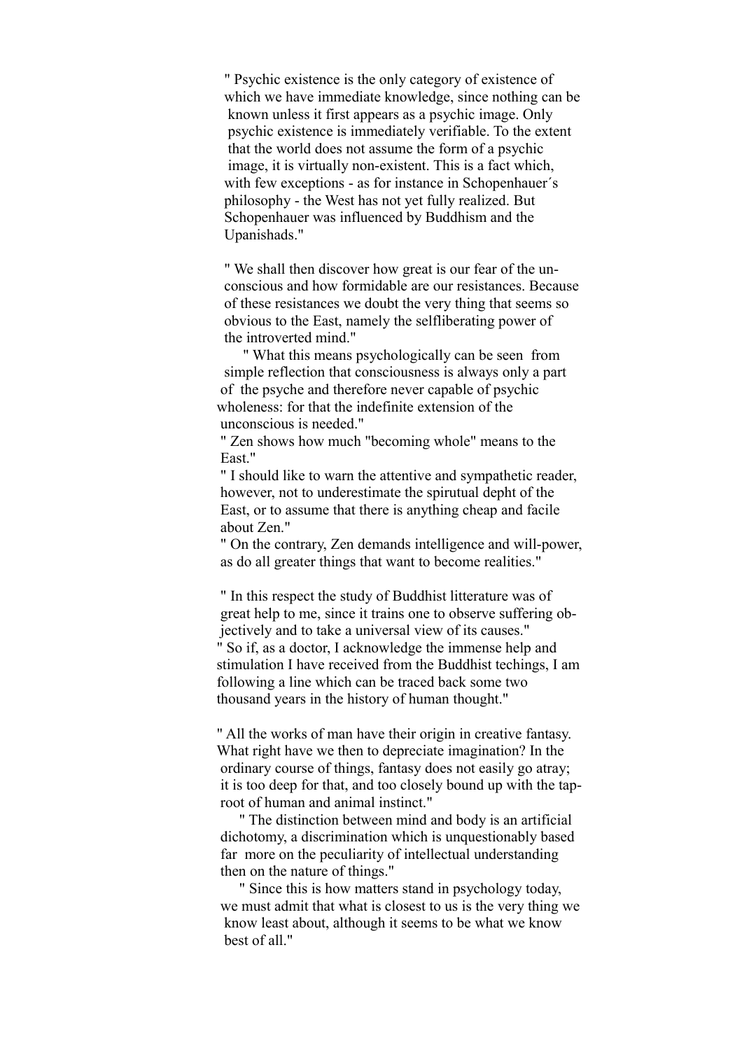" Psychic existence is the only category of existence of which we have immediate knowledge, since nothing can be known unless it first appears as a psychic image. Only psychic existence is immediately verifiable. To the extent that the world does not assume the form of a psychic image, it is virtually non-existent. This is a fact which, with few exceptions - as for instance in Schopenhauer´s philosophy - the West has not yet fully realized. But Schopenhauer was influenced by Buddhism and the Upanishads."

" We shall then discover how great is our fear of the unconscious and how formidable are our resistances. Because of these resistances we doubt the very thing that seems so obvious to the East, namely the selfliberating power of the introverted mind."

" What this means psychologically can be seen from simple reflection that consciousness is always only a part of the psyche and therefore never capable of psychic wholeness: for that the indefinite extension of the unconscious is needed."

" Zen shows how much "becoming whole" means to the East."

" I should like to warn the attentive and sympathetic reader, however, not to underestimate the spirutual depht of the East, or to assume that there is anything cheap and facile about Zen."

" On the contrary, Zen demands intelligence and will-power, as do all greater things that want to become realities."

" In this respect the study of Buddhist litterature was of great help to me, since it trains one to observe suffering objectively and to take a universal view of its causes."

" So if, as a doctor, I acknowledge the immense help and stimulation I have received from the Buddhist techings, I am following a line which can be traced back some two thousand years in the history of human thought."

" All the works of man have their origin in creative fantasy. What right have we then to depreciate imagination? In the ordinary course of things, fantasy does not easily go atray; it is too deep for that, and too closely bound up with the tap-root of human and animal instinct."

" The distinction between mind and body is an artificial dichotomy, a discrimination which is unquestionably based far more on the peculiarity of intellectual understanding then on the nature of things."

" Since this is how matters stand in psychology today, we must admit that what is closest to us is the very thing we know least about, although it seems to be what we know best of all."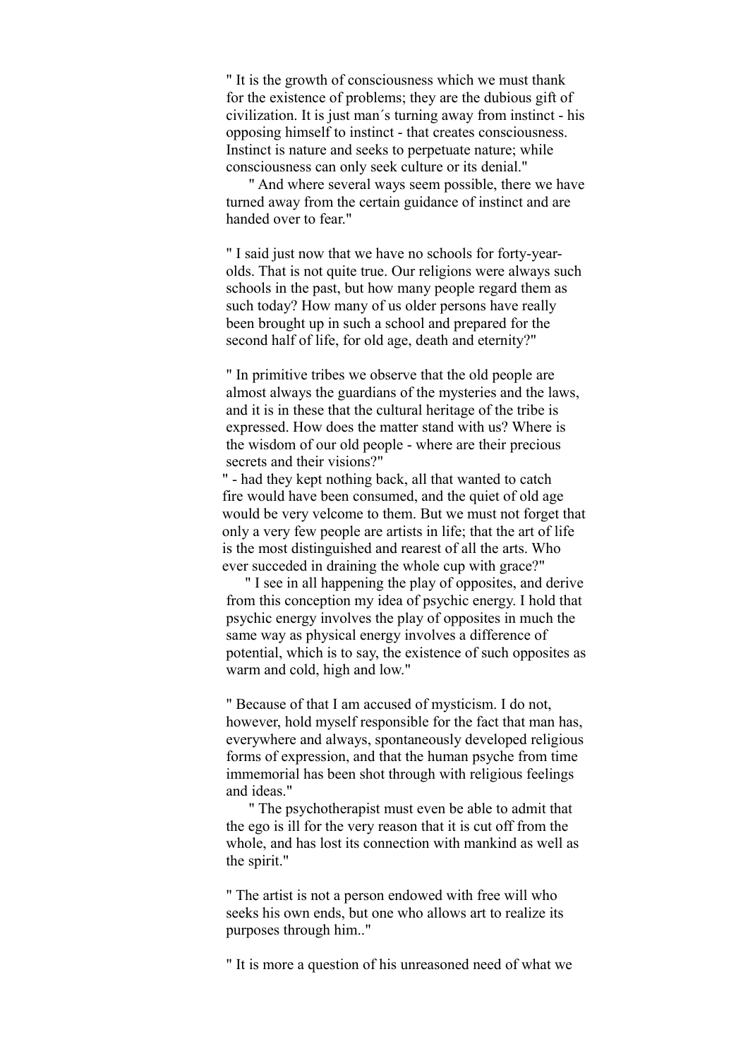" It is the growth of consciousness which we must thank for the existence of problems; they are the dubious gift of civilization. It is just man´s turning away from instinct - his opposing himself to instinct - that creates consciousness. Instinct is nature and seeks to perpetuate nature; while consciousness can only seek culture or its denial."

" And where several ways seem possible, there we have turned away from the certain guidance of instinct and are handed over to fear."

" I said just now that we have no schools for forty-year-olds. That is not quite true. Our religions were always such schools in the past, but how many people regard them as such today? How many of us older persons have really been brought up in such a school and prepared for the second half of life, for old age, death and eternity?"

" In primitive tribes we observe that the old people are almost always the guardians of the mysteries and the laws, and it is in these that the cultural heritage of the tribe is expressed. How does the matter stand with us? Where is the wisdom of our old people - where are their precious secrets and their visions?"

" - had they kept nothing back, all that wanted to catch fire would have been consumed, and the quiet of old age would be very velcome to them. But we must not forget that only a very few people are artists in life; that the art of life is the most distinguished and rearest of all the arts. Who ever succeded in draining the whole cup with grace?"

" I see in all happening the play of opposites, and derive from this conception my idea of psychic energy. I hold that psychic energy involves the play of opposites in much the same way as physical energy involves a difference of potential, which is to say, the existence of such opposites as warm and cold, high and low."

" Because of that I am accused of mysticism. I do not, however, hold myself responsible for the fact that man has, everywhere and always, spontaneously developed religious forms of expression, and that the human psyche from time immemorial has been shot through with religious feelings and ideas."

" The psychotherapist must even be able to admit that the ego is ill for the very reason that it is cut off from the whole, and has lost its connection with mankind as well as the spirit."

" The artist is not a person endowed with free will who seeks his own ends, but one who allows art to realize its purposes through him.."

" It is more a question of his unreasoned need of what we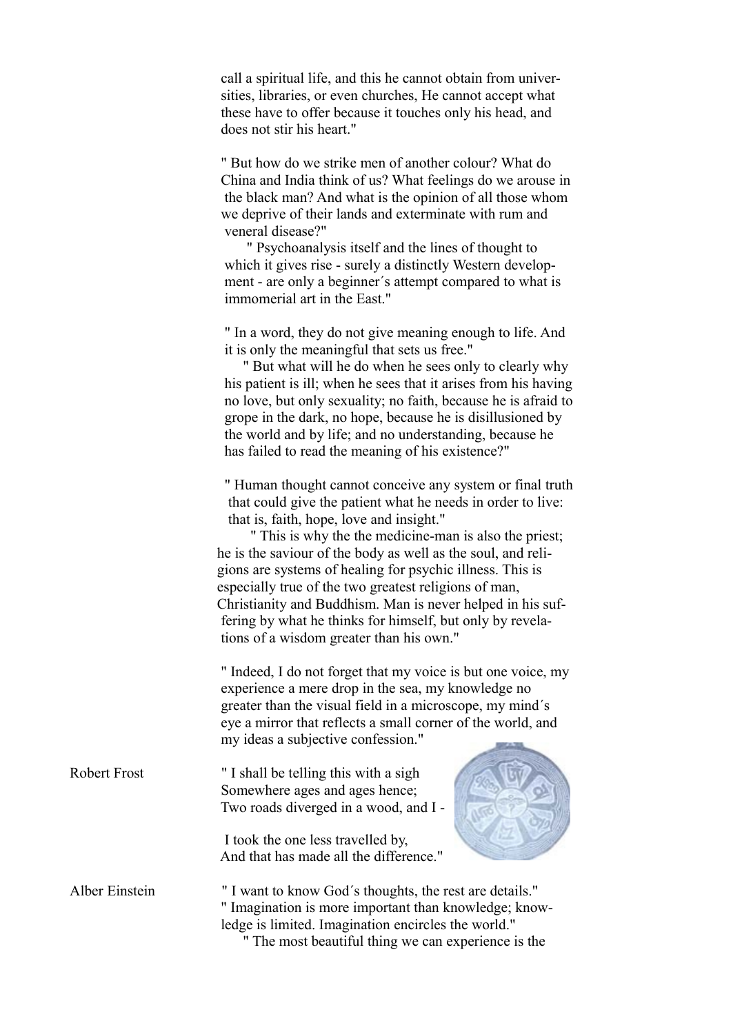call a spiritual life, and this he cannot obtain from universities, libraries, or even churches, He cannot accept what these have to offer because it touches only his head, and does not stir his heart."

" But how do we strike men of another colour? What do China and India think of us? What feelings do we arouse in the black man? And what is the opinion of all those whom we deprive of their lands and exterminate with rum and veneral disease?"

" Psychoanalysis itself and the lines of thought to which it gives rise - surely a distinctly Western development - are only a beginner´s attempt compared to what is immomerial art in the East."

" In a word, they do not give meaning enough to life. And it is only the meaningful that sets us free."

" But what will he do when he sees only to clearly why his patient is ill; when he sees that it arises from his having no love, but only sexuality; no faith, because he is afraid to grope in the dark, no hope, because he is disillusioned by the world and by life; and no understanding, because he has failed to read the meaning of his existence?"

" Human thought cannot conceive any system or final truth that could give the patient what he needs in order to live: that is, faith, hope, love and insight."

" This is why the the medicine-man is also the priest; he is the saviour of the body as well as the soul, and religions are systems of healing for psychic illness. This is especially true of the two greatest religions of man, Christianity and Buddhism. Man is never helped in his suffering by what he thinks for himself, but only by revelations of a wisdom greater than his own."

" Indeed, I do not forget that my voice is but one voice, my experience a mere drop in the sea, my knowledge no greater than the visual field in a microscope, my mind´s eye a mirror that reflects a small corner of the world, and my ideas a subjective confession."

Robert Frost

" I shall be telling this with a sigh
Somewhere ages and ages hence;
Two roads diverged in a wood, and I -

I took the one less travelled by,
And that has made all the difference."

Alber Einstein

" I want to know God´s thoughts, the rest are details."
" Imagination is more important than knowledge; knowledge is limited. Imagination encircles the world."
" The most beautiful thing we can experience is the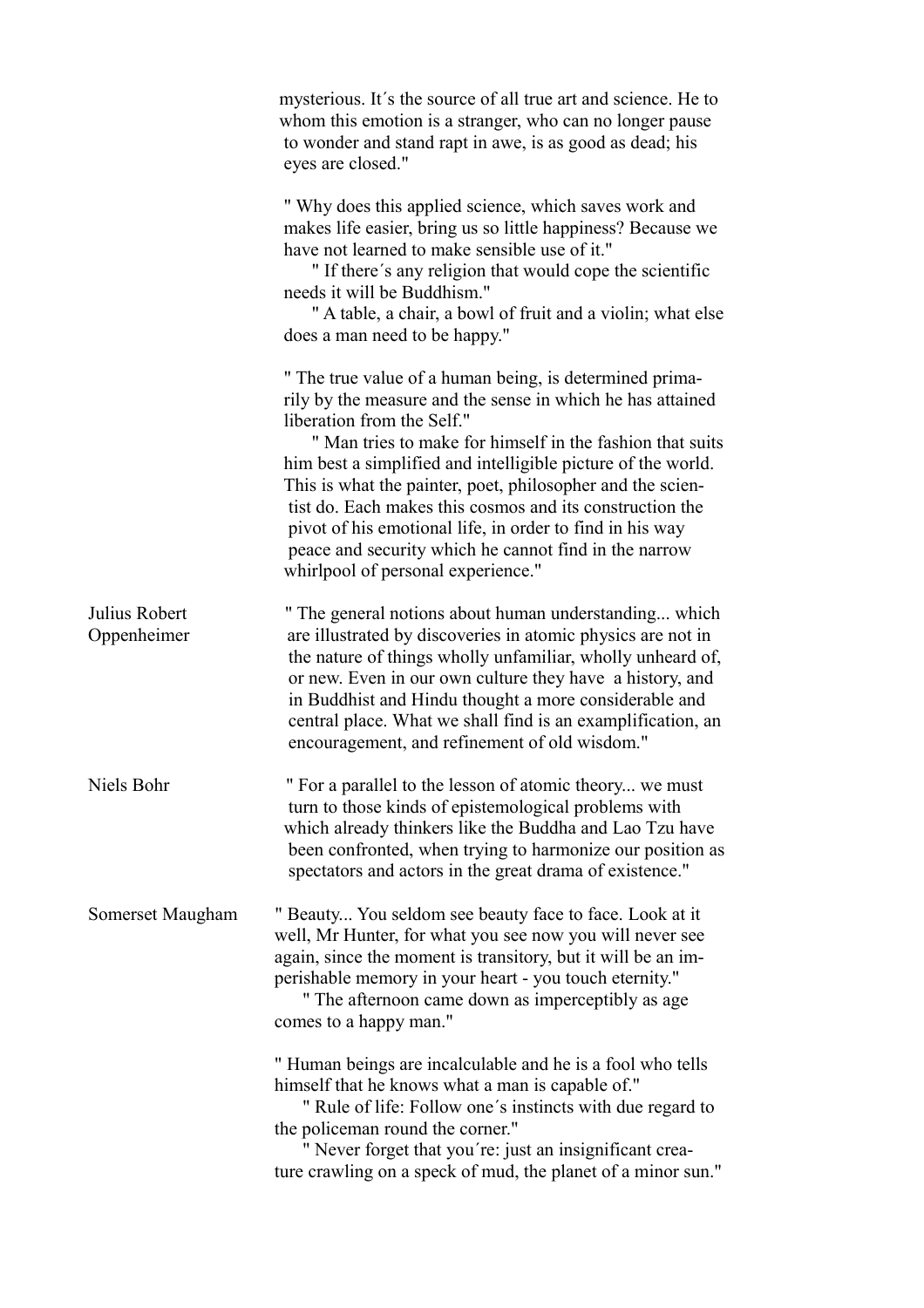mysterious. It´s the source of all true art and science. He to whom this emotion is a stranger, who can no longer pause to wonder and stand rapt in awe, is as good as dead; his eyes are closed."

" Why does this applied science, which saves work and makes life easier, bring us so little happiness? Because we have not learned to make sensible use of it."

" If there´s any religion that would cope the scientific needs it will be Buddhism."

" A table, a chair, a bowl of fruit and a violin; what else does a man need to be happy."

" The true value of a human being, is determined primarily by the measure and the sense in which he has attained liberation from the Self."

" Man tries to make for himself in the fashion that suits him best a simplified and intelligible picture of the world. This is what the painter, poet, philosopher and the scientist do. Each makes this cosmos and its construction the pivot of his emotional life, in order to find in his way peace and security which he cannot find in the narrow whirlpool of personal experience."

**Julius Robert Oppenheimer**

" The general notions about human understanding... which are illustrated by discoveries in atomic physics are not in the nature of things wholly unfamiliar, wholly unheard of, or new. Even in our own culture they have a history, and in Buddhist and Hindu thought a more considerable and central place. What we shall find is an examplification, an encouragement, and refinement of old wisdom."

**Niels Bohr**

" For a parallel to the lesson of atomic theory... we must turn to those kinds of epistemological problems with which already thinkers like the Buddha and Lao Tzu have been confronted, when trying to harmonize our position as spectators and actors in the great drama of existence."

**Somerset Maugham**

" Beauty... You seldom see beauty face to face. Look at it well, Mr Hunter, for what you see now you will never see again, since the moment is transitory, but it will be an imperishable memory in your heart - you touch eternity."

" The afternoon came down as imperceptibly as age comes to a happy man."

" Human beings are incalculable and he is a fool who tells himself that he knows what a man is capable of."

" Rule of life: Follow one´s instincts with due regard to the policeman round the corner."

" Never forget that you´re: just an insignificant creature crawling on a speck of mud, the planet of a minor sun."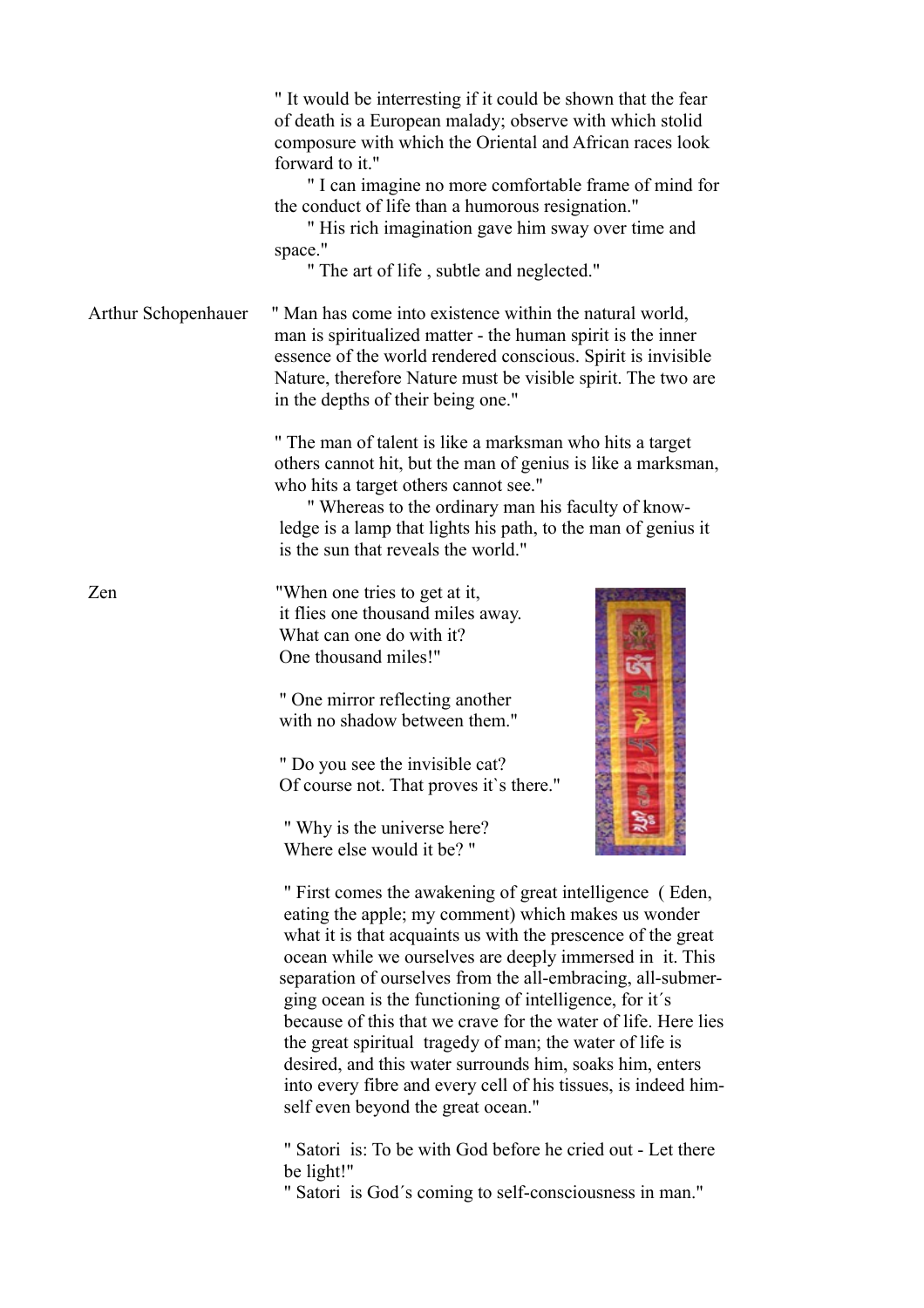" It would be interresting if it could be shown that the fear of death is a European malady; observe with which stolid composure with which the Oriental and African races look forward to it."

" I can imagine no more comfortable frame of mind for the conduct of life than a humorous resignation."

" His rich imagination gave him sway over time and space."

" The art of life , subtle and neglected."

Arthur Schopenhauer

" Man has come into existence within the natural world, man is spiritualized matter - the human spirit is the inner essence of the world rendered conscious. Spirit is invisible Nature, therefore Nature must be visible spirit. The two are in the depths of their being one."

" The man of talent is like a marksman who hits a target others cannot hit, but the man of genius is like a marksman, who hits a target others cannot see."

" Whereas to the ordinary man his faculty of know-ledge is a lamp that lights his path, to the man of genius it is the sun that reveals the world."

Zen

"When one tries to get at it,
it flies one thousand miles away.
What can one do with it?
One thousand miles!"

" One mirror reflecting another
with no shadow between them."

" Do you see the invisible cat?
Of course not. That proves it`s there."

" Why is the universe here?
Where else would it be? "

" First comes the awakening of great intelligence ( Eden, eating the apple; my comment) which makes us wonder what it is that acquaints us with the prescence of the great ocean while we ourselves are deeply immersed in it. This separation of ourselves from the all-embracing, all-submer-ging ocean is the functioning of intelligence, for it´s because of this that we crave for the water of life. Here lies the great spiritual tragedy of man; the water of life is desired, and this water surrounds him, soaks him, enters into every fibre and every cell of his tissues, is indeed him-self even beyond the great ocean."

" Satori is: To be with God before he cried out - Let there be light!"

" Satori is God´s coming to self-consciousness in man."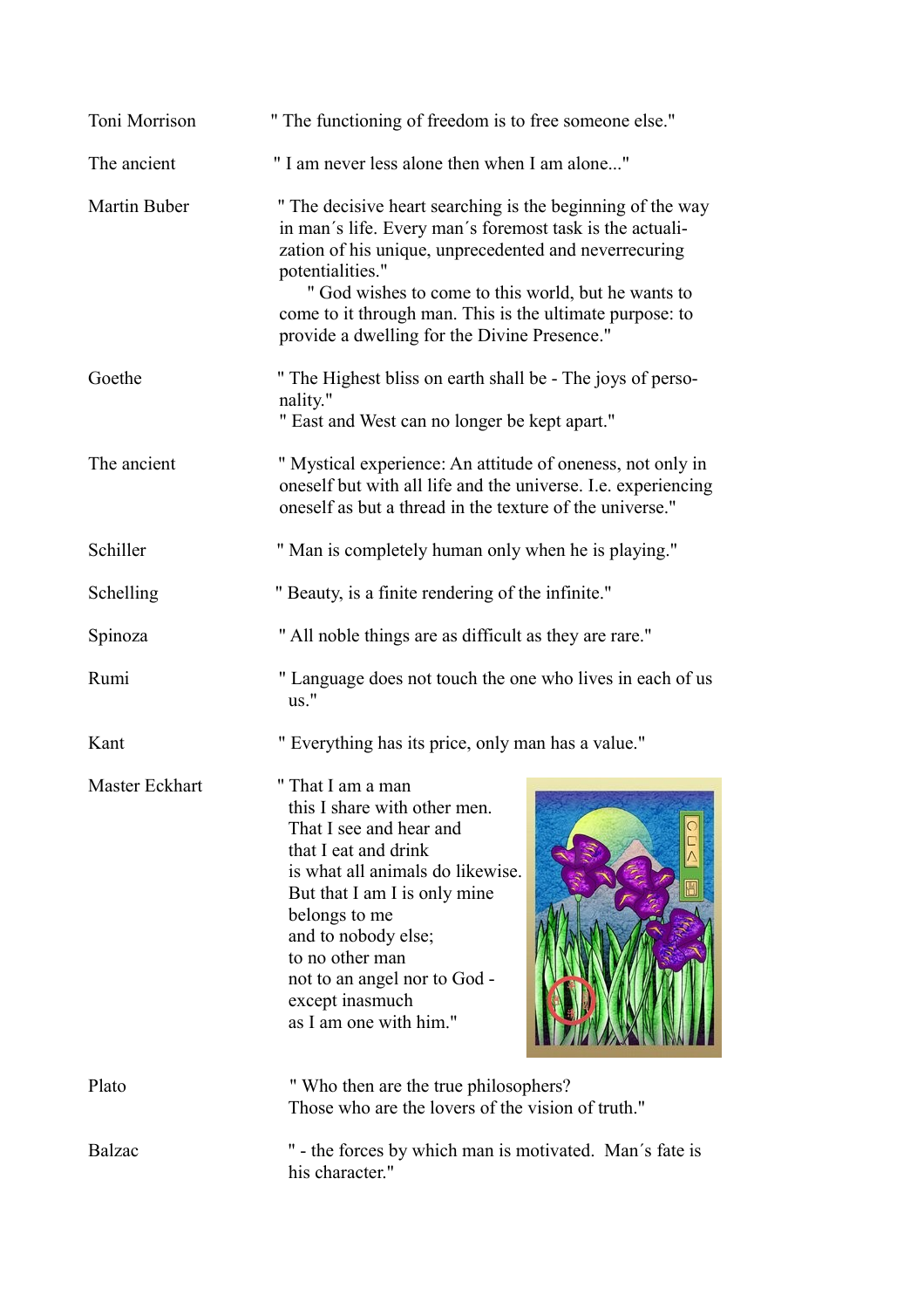| | |
|---|---|
| Toni Morrison | " The functioning of freedom is to free someone else." |
| The ancient | " I am never less alone then when I am alone..." |
| Martin Buber | " The decisive heart searching is the beginning of the way in man´s life. Every man´s foremost task is the actualization of his unique, unprecedented and neverrecuring potentialities." " God wishes to come to this world, but he wants to come to it through man. This is the ultimate purpose: to provide a dwelling for the Divine Presence." |
| Goethe | " The Highest bliss on earth shall be - The joys of personality." " East and West can no longer be kept apart." |
| The ancient | " Mystical experience: An attitude of oneness, not only in oneself but with all life and the universe. I.e. experiencing oneself as but a thread in the texture of the universe." |
| Schiller | " Man is completely human only when he is playing." |
| Schelling | " Beauty, is a finite rendering of the infinite." |
| Spinoza | " All noble things are as difficult as they are rare." |
| Rumi | " Language does not touch the one who lives in each of us us." |
| Kant | " Everything has its price, only man has a value." |
| Master Eckhart | " That I am a man<br>this I share with other men.<br>That I see and hear and<br>that I eat and drink<br>is what all animals do likewise.<br>But that I am I is only mine<br>belongs to me<br>and to nobody else;<br>to no other man<br>not to an angel nor to God -<br>except inasmuch<br>as I am one with him." |
| Plato | " Who then are the true philosophers?<br>Those who are the lovers of the vision of truth." |
| Balzac | " - the forces by which man is motivated. Man´s fate is his character." |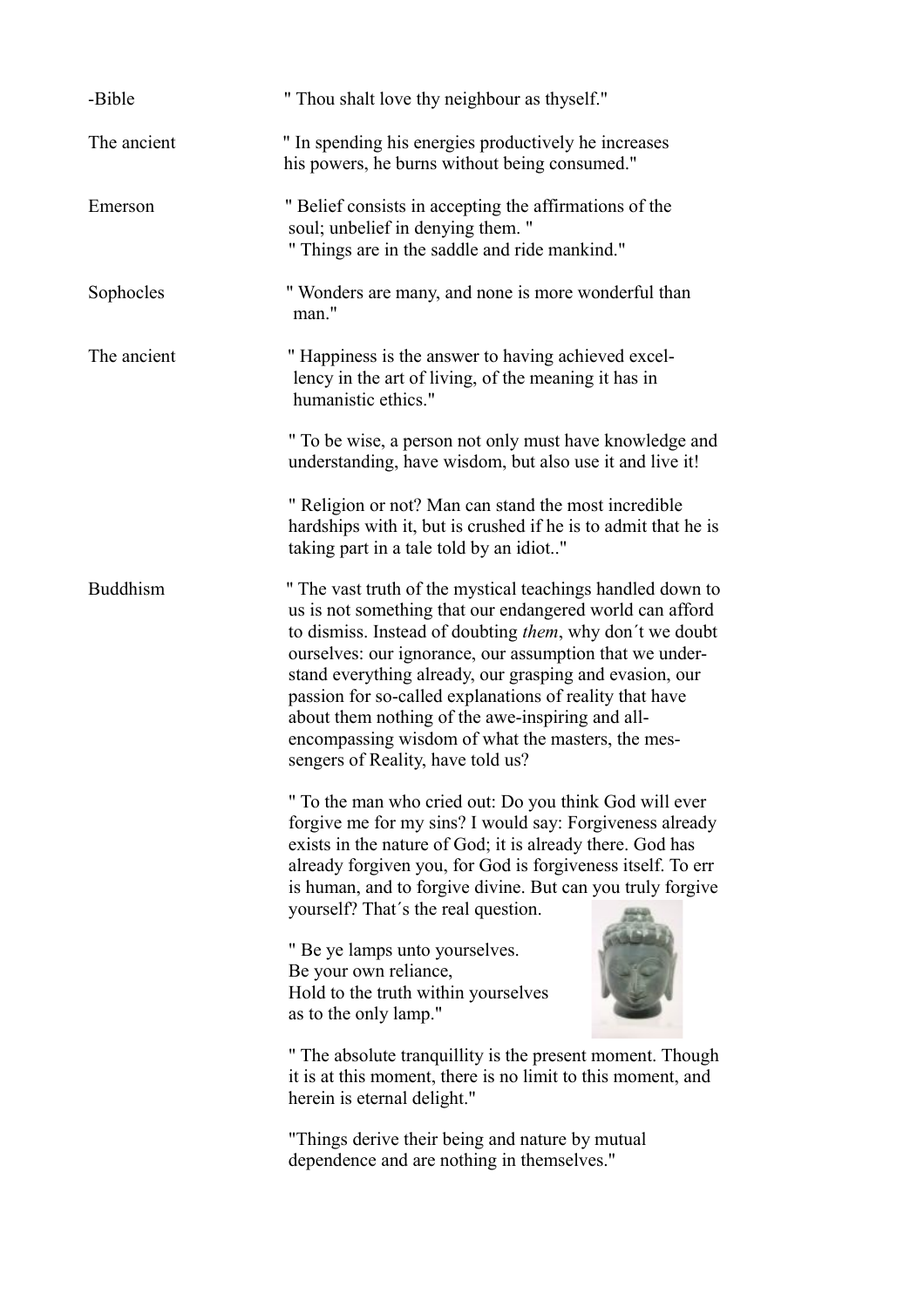-Bible " Thou shalt love thy neighbour as thyself."

The ancient " In spending his energies productively he increases his powers, he burns without being consumed."

Emerson " Belief consists in accepting the affirmations of the soul; unbelief in denying them. "
" Things are in the saddle and ride mankind."

Sophocles " Wonders are many, and none is more wonderful than man."

The ancient " Happiness is the answer to having achieved excellency in the art of living, of the meaning it has in humanistic ethics."

" To be wise, a person not only must have knowledge and understanding, have wisdom, but also use it and live it!

" Religion or not? Man can stand the most incredible hardships with it, but is crushed if he is to admit that he is taking part in a tale told by an idiot.."

Buddhism " The vast truth of the mystical teachings handled down to us is not something that our endangered world can afford to dismiss. Instead of doubting *them*, why don´t we doubt ourselves: our ignorance, our assumption that we understand everything already, our grasping and evasion, our passion for so-called explanations of reality that have about them nothing of the awe-inspiring and all-encompassing wisdom of what the masters, the messengers of Reality, have told us?

" To the man who cried out: Do you think God will ever forgive me for my sins? I would say: Forgiveness already exists in the nature of God; it is already there. God has already forgiven you, for God is forgiveness itself. To err is human, and to forgive divine. But can you truly forgive yourself? That´s the real question.

" Be ye lamps unto yourselves.
Be your own reliance,
Hold to the truth within yourselves
as to the only lamp."

" The absolute tranquillity is the present moment. Though it is at this moment, there is no limit to this moment, and herein is eternal delight."

"Things derive their being and nature by mutual dependence and are nothing in themselves."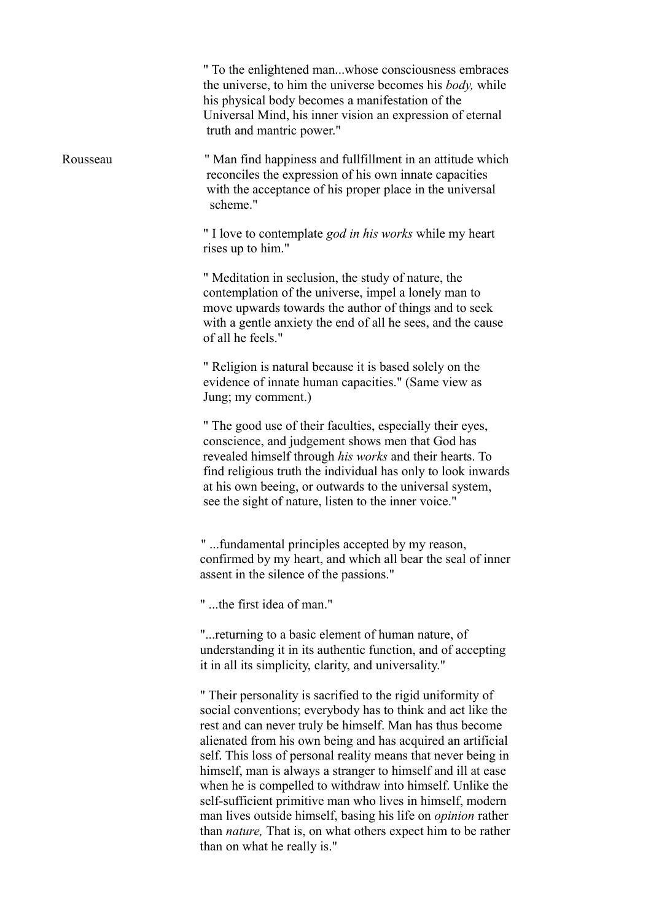" To the enlightened man...whose consciousness embraces the universe, to him the universe becomes his *body,* while his physical body becomes a manifestation of the Universal Mind, his inner vision an expression of eternal truth and mantric power."

Rousseau

" Man find happiness and fullfillment in an attitude which reconciles the expression of his own innate capacities with the acceptance of his proper place in the universal scheme."

" I love to contemplate *god in his works* while my heart rises up to him."

" Meditation in seclusion, the study of nature, the contemplation of the universe, impel a lonely man to move upwards towards the author of things and to seek with a gentle anxiety the end of all he sees, and the cause of all he feels."

" Religion is natural because it is based solely on the evidence of innate human capacities." (Same view as Jung; my comment.)

" The good use of their faculties, especially their eyes, conscience, and judgement shows men that God has revealed himself through *his works* and their hearts. To find religious truth the individual has only to look inwards at his own beeing, or outwards to the universal system, see the sight of nature, listen to the inner voice."

" ...fundamental principles accepted by my reason, confirmed by my heart, and which all bear the seal of inner assent in the silence of the passions."

" ...the first idea of man."

"...returning to a basic element of human nature, of understanding it in its authentic function, and of accepting it in all its simplicity, clarity, and universality."

" Their personality is sacrified to the rigid uniformity of social conventions; everybody has to think and act like the rest and can never truly be himself. Man has thus become alienated from his own being and has acquired an artificial self. This loss of personal reality means that never being in himself, man is always a stranger to himself and ill at ease when he is compelled to withdraw into himself. Unlike the self-sufficient primitive man who lives in himself, modern man lives outside himself, basing his life on *opinion* rather than *nature,* That is, on what others expect him to be rather than on what he really is."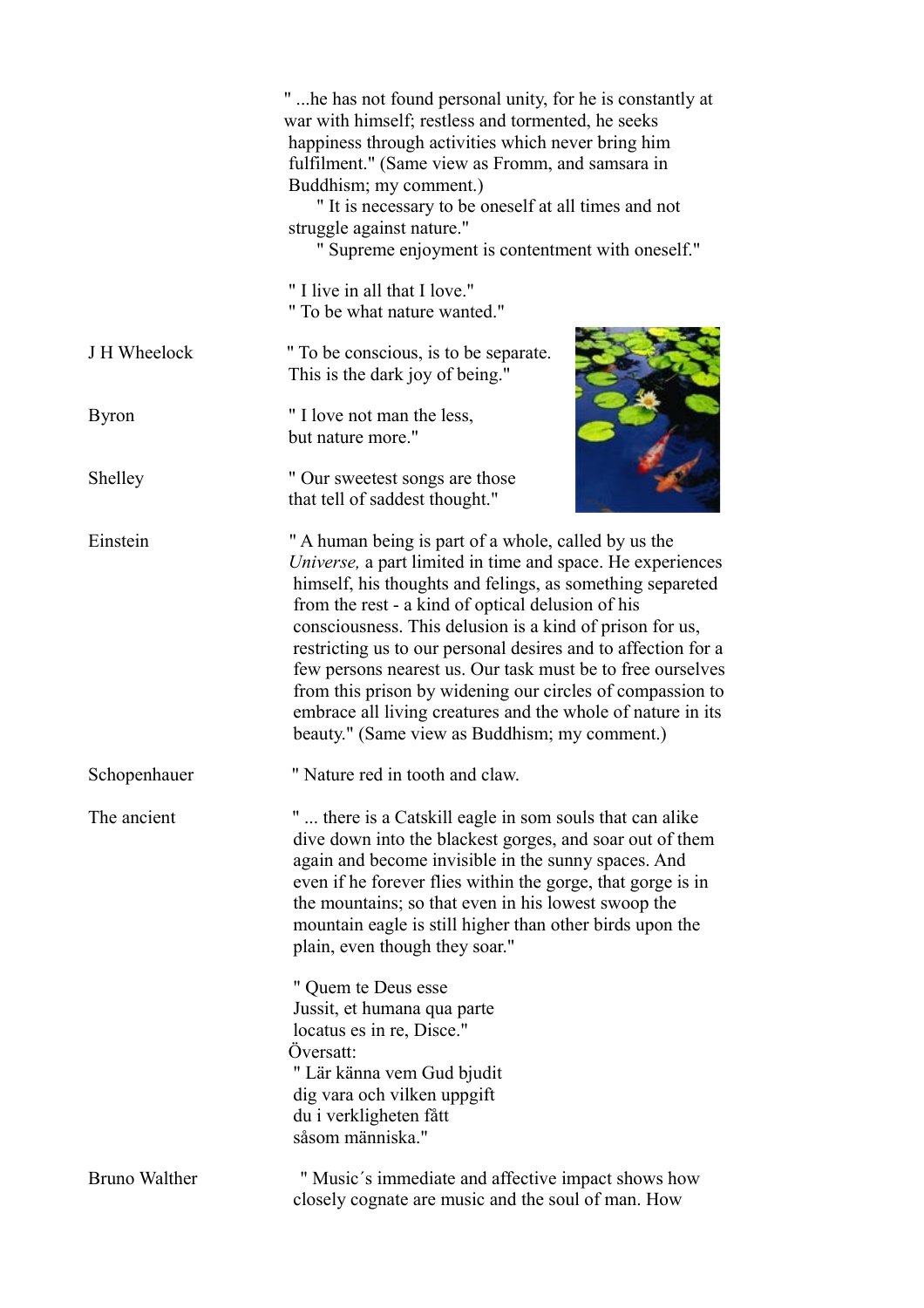" ...he has not found personal unity, for he is constantly at war with himself; restless and tormented, he seeks happiness through activities which never bring him fulfilment." (Same view as Fromm, and samsara in Buddhism; my comment.)

" It is necessary to be oneself at all times and not struggle against nature."

" Supreme enjoyment is contentment with oneself."

" I live in all that I love."
" To be what nature wanted."

J H Wheelock

" To be conscious, is to be separate.
This is the dark joy of being."

Byron

" I love not man the less,
but nature more."

Shelley

" Our sweetest songs are those
that tell of saddest thought."

Einstein

" A human being is part of a whole, called by us the *Universe,* a part limited in time and space. He experiences himself, his thoughts and felings, as something separeted from the rest - a kind of optical delusion of his consciousness. This delusion is a kind of prison for us, restricting us to our personal desires and to affection for a few persons nearest us. Our task must be to free ourselves from this prison by widening our circles of compassion to embrace all living creatures and the whole of nature in its beauty." (Same view as Buddhism; my comment.)

Schopenhauer

" Nature red in tooth and claw.

The ancient

" ... there is a Catskill eagle in som souls that can alike dive down into the blackest gorges, and soar out of them again and become invisible in the sunny spaces. And even if he forever flies within the gorge, that gorge is in the mountains; so that even in his lowest swoop the mountain eagle is still higher than other birds upon the plain, even though they soar."

" Quem te Deus esse
Jussit, et humana qua parte
locatus es in re, Disce."

Översatt:

" Lär känna vem Gud bjudit
dig vara och vilken uppgift
du i verkligheten fått
såsom människa."

Bruno Walther

" Music´s immediate and affective impact shows how closely cognate are music and the soul of man. How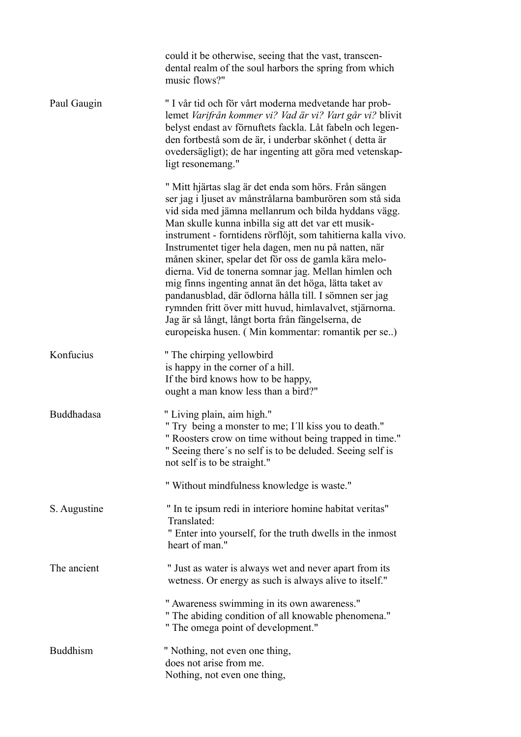could it be otherwise, seeing that the vast, transcendental realm of the soul harbors the spring from which music flows?"

**Paul Gaugin**

" I vår tid och för vårt moderna medvetande har problemet *Varifrån kommer vi? Vad är vi? Vart går vi?* blivit belyst endast av förnuftets fackla. Låt fabeln och legenden fortbestå som de är, i underbar skönhet ( detta är ovedersägligt); de har ingenting att göra med vetenskapligt resonemang."

" Mitt hjärtas slag är det enda som hörs. Från sängen ser jag i ljuset av månstrålarna bamburören som stå sida vid sida med jämna mellanrum och bilda hyddans vägg. Man skulle kunna inbilla sig att det var ett musikinstrument - forntidens rörflöjt, som tahitierna kalla vivo. Instrumentet tiger hela dagen, men nu på natten, när månen skiner, spelar det för oss de gamla kära melodierna. Vid de tonerna somnar jag. Mellan himlen och mig finns ingenting annat än det höga, lätta taket av pandanusblad, där ödlorna hålla till. I sömnen ser jag rymnden fritt över mitt huvud, himlavalvet, stjärnorna. Jag är så långt, långt borta från fängelserna, de europeiska husen. ( Min kommentar: romantik per se..)

**Konfucius**

" The chirping yellowbird  
is happy in the corner of a hill.  
If the bird knows how to be happy,  
ought a man know less than a bird?"

**Buddhadasa**

" Living plain, aim high."  
" Try  being a monster to me; I´ll kiss you to death."  
" Roosters crow on time without being trapped in time."  
" Seeing there´s no self is to be deluded. Seeing self is not self is to be straight."

" Without mindfulness knowledge is waste."

**S. Augustine**

" In te ipsum redi in interiore homine habitat veritas"  
Translated:  
" Enter into yourself, for the truth dwells in the inmost heart of man."

**The ancient**

" Just as water is always wet and never apart from its wetness. Or energy as such is always alive to itself."

" Awareness swimming in its own awareness."  
" The abiding condition of all knowable phenomena."  
" The omega point of development."

**Buddhism**

" Nothing, not even one thing,  
does not arise from me.  
Nothing, not even one thing,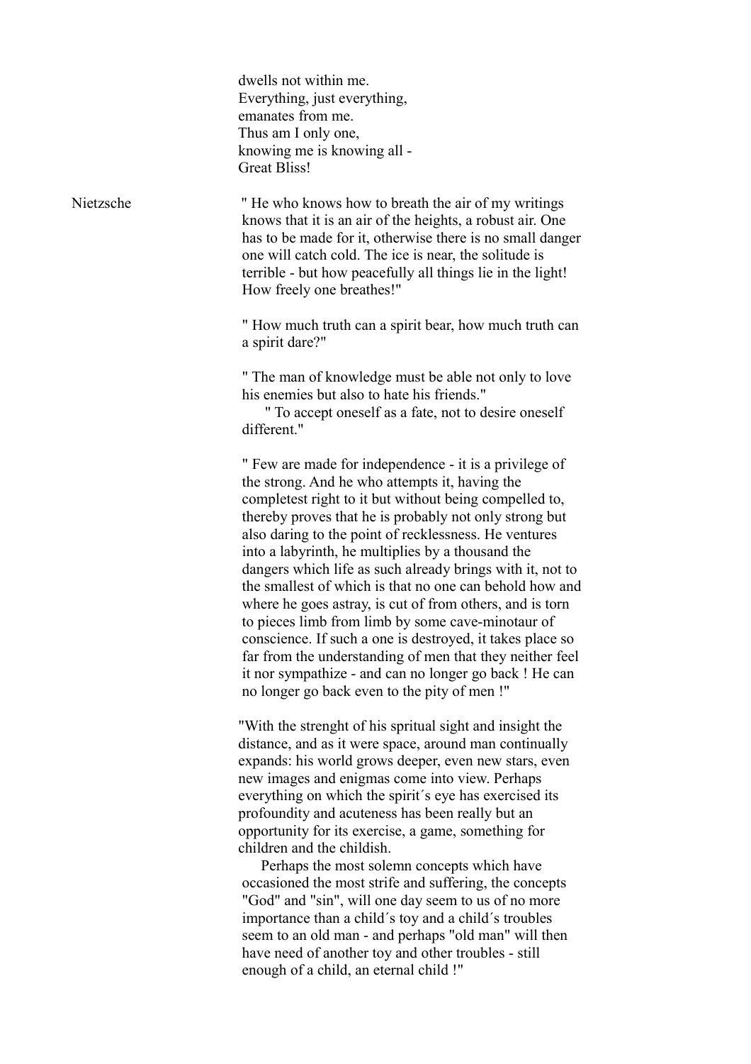dwells not within me.
Everything, just everything,
emanates from me.
Thus am I only one,
knowing me is knowing all -
Great Bliss!

Nietzsche

" He who knows how to breath the air of my writings knows that it is an air of the heights, a robust air. One has to be made for it, otherwise there is no small danger one will catch cold. The ice is near, the solitude is terrible - but how peacefully all things lie in the light! How freely one breathes!"

" How much truth can a spirit bear, how much truth can a spirit dare?"

" The man of knowledge must be able not only to love his enemies but also to hate his friends."
" To accept oneself as a fate, not to desire oneself different."

" Few are made for independence - it is a privilege of the strong. And he who attempts it, having the completest right to it but without being compelled to, thereby proves that he is probably not only strong but also daring to the point of recklessness. He ventures into a labyrinth, he multiplies by a thousand the dangers which life as such already brings with it, not to the smallest of which is that no one can behold how and where he goes astray, is cut of from others, and is torn to pieces limb from limb by some cave-minotaur of conscience. If such a one is destroyed, it takes place so far from the understanding of men that they neither feel it nor sympathize - and can no longer go back ! He can no longer go back even to the pity of men !"

"With the strenght of his spritual sight and insight the distance, and as it were space, around man continually expands: his world grows deeper, even new stars, even new images and enigmas come into view. Perhaps everything on which the spirit´s eye has exercised its profoundity and acuteness has been really but an opportunity for its exercise, a game, something for children and the childish.
Perhaps the most solemn concepts which have occasioned the most strife and suffering, the concepts "God" and "sin", will one day seem to us of no more importance than a child´s toy and a child´s troubles seem to an old man - and perhaps "old man" will then have need of another toy and other troubles - still enough of a child, an eternal child !"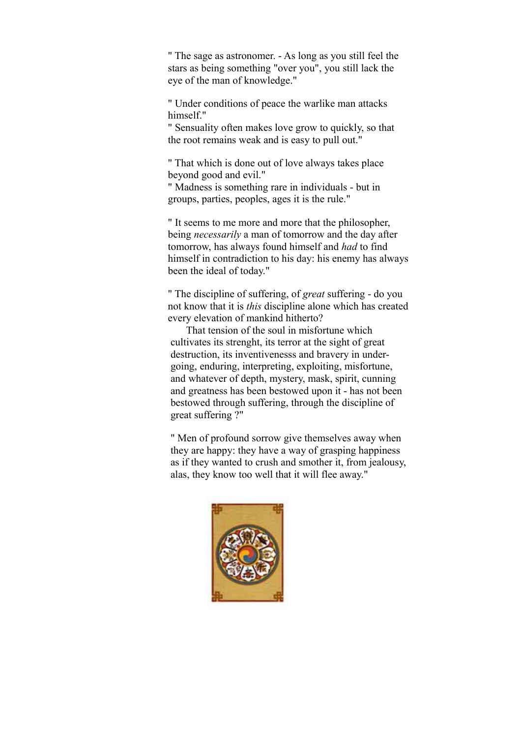" The sage as astronomer. - As long as you still feel the stars as being something "over you", you still lack the eye of the man of knowledge."

" Under conditions of peace the warlike man attacks himself."

" Sensuality often makes love grow to quickly, so that the root remains weak and is easy to pull out."

" That which is done out of love always takes place beyond good and evil."

" Madness is something rare in individuals - but in groups, parties, peoples, ages it is the rule."

" It seems to me more and more that the philosopher, being *necessarily* a man of tomorrow and the day after tomorrow, has always found himself and *had* to find himself in contradiction to his day: his enemy has always been the ideal of today."

" The discipline of suffering, of *great* suffering - do you not know that it is *this* discipline alone which has created every elevation of mankind hitherto?

That tension of the soul in misfortune which cultivates its strenght, its terror at the sight of great destruction, its inventivenesss and bravery in under-going, enduring, interpreting, exploiting, misfortune, and whatever of depth, mystery, mask, spirit, cunning and greatness has been bestowed upon it - has not been bestowed through suffering, through the discipline of great suffering ?"

" Men of profound sorrow give themselves away when they are happy: they have a way of grasping happiness as if they wanted to crush and smother it, from jealousy, alas, they know too well that it will flee away."